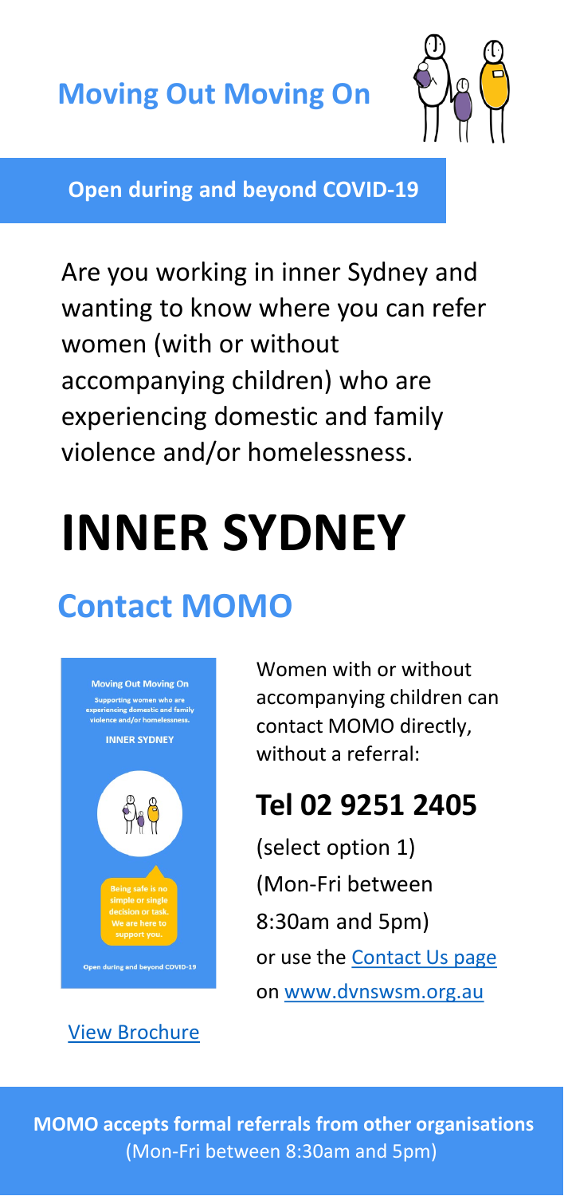# Moving Out Moving On

**Open during and beyond COVID-19**

Are you working in inner Sydney and wanting to know where you can refer women (with or without accompanying children) who are experiencing domestic and family violence and/or homelessness.

# INNER SYDNEY

## Contact MOMO

Women with or without accompanying children can contact MOMO directly, without a referral:

## Tel 02 9251 2405

(select option 1)
(Mon-Fri between 8:30am and 5pm)
or use the Contact Us page on www.dvnswsm.org.au

View Brochure

**MOMO accepts formal referrals from other organisations**
(Mon-Fri between 8:30am and 5pm)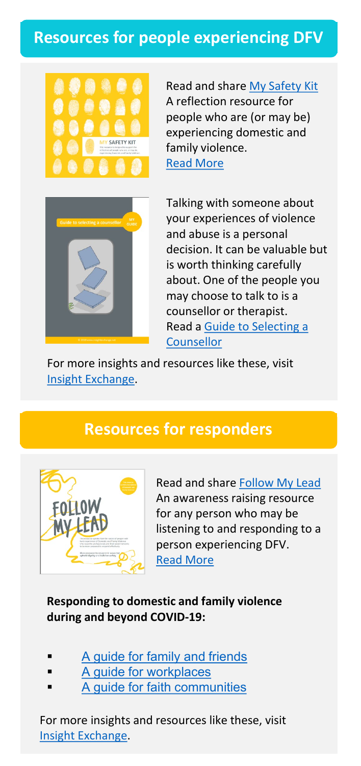## Resources for people experiencing DFV

Read and share My Safety Kit
A reflection resource for people who are (or may be) experiencing domestic and family violence.
Read More

Talking with someone about your experiences of violence and abuse is a personal decision. It can be valuable but is worth thinking carefully about. One of the people you may choose to talk to is a counsellor or therapist.
Read a Guide to Selecting a Counsellor

For more insights and resources like these, visit Insight Exchange.

## Resources for responders

Read and share Follow My Lead
An awareness raising resource for any person who may be listening to and responding to a person experiencing DFV.
Read More

**Responding to domestic and family violence during and beyond COVID-19:**

- A guide for family and friends
- A guide for workplaces
- A guide for faith communities

For more insights and resources like these, visit Insight Exchange.